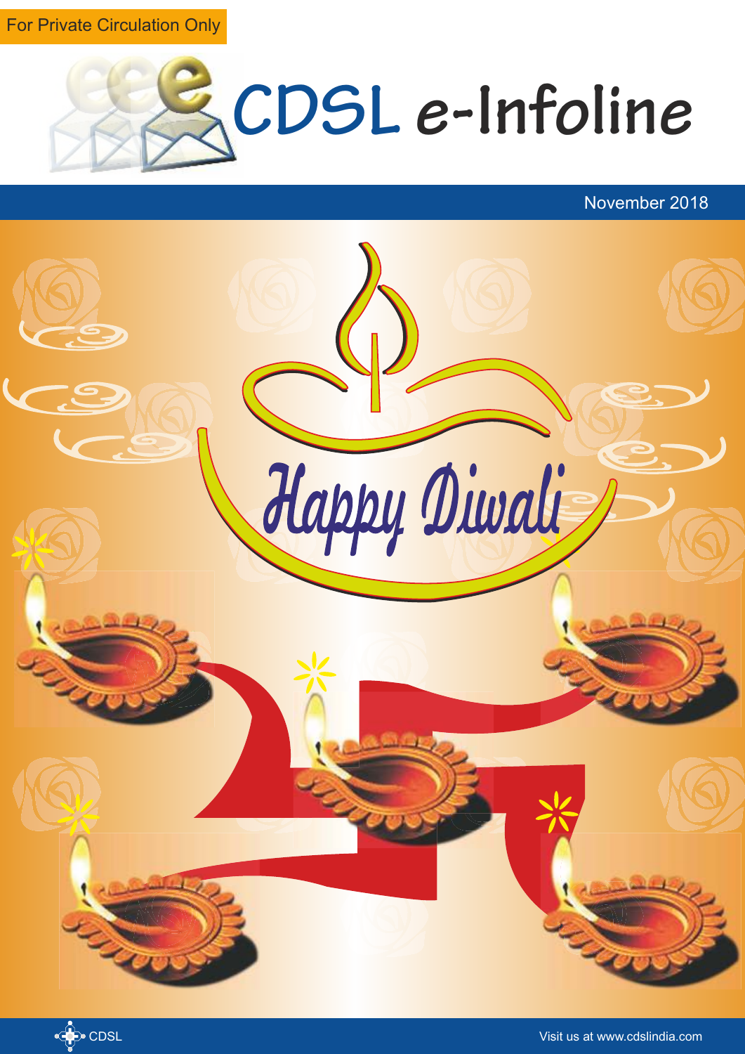For Private Circulation Only

# CDSL e-Infoline

November 2018

Happy Diwali

CDSL

Visit us at www.cdslindia.com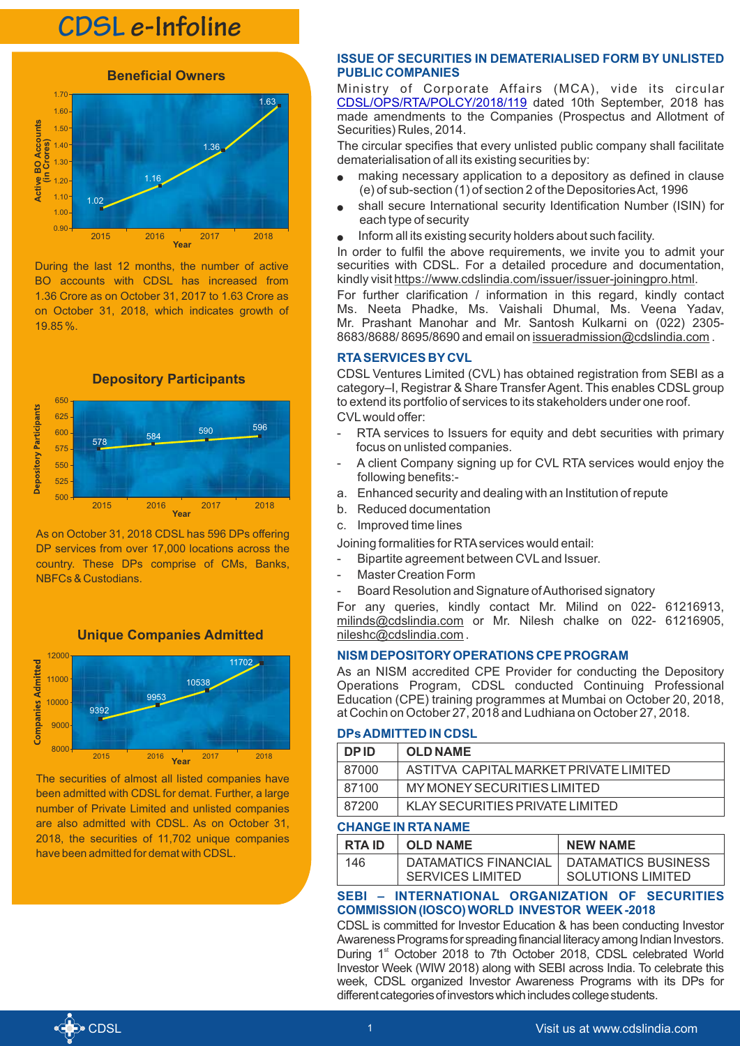# CDSL e-Infoline

## Beneficial Owners

During the last 12 months, the number of active BO accounts with CDSL has increased from 1.36 Crore as on October 31, 2017 to 1.63 Crore as on October 31, 2018, which indicates growth of 19.85 %.

## Depository Participants

As on October 31, 2018 CDSL has 596 DPs offering DP services from over 17,000 locations across the country. These DPs comprise of CMs, Banks, NBFCs & Custodians.

## Unique Companies Admitted

The securities of almost all listed companies have been admitted with CDSL for demat. Further, a large number of Private Limited and unlisted companies are also admitted with CDSL. As on October 31, 2018, the securities of 11,702 unique companies have been admitted for demat with CDSL.

## ISSUE OF SECURITIES IN DEMATERIALISED FORM BY UNLISTED PUBLIC COMPANIES

Ministry of Corporate Affairs (MCA), vide its circular CDSL/OPS/RTA/POLCY/2018/119 dated 10th September, 2018 has made amendments to the Companies (Prospectus and Allotment of Securities) Rules, 2014.

The circular specifies that every unlisted public company shall facilitate dematerialisation of all its existing securities by:

- making necessary application to a depository as defined in clause (e) of sub-section (1) of section 2 of the Depositories Act, 1996
- shall secure International security Identification Number (ISIN) for each type of security
- Inform all its existing security holders about such facility.

In order to fulfil the above requirements, we invite you to admit your securities with CDSL. For a detailed procedure and documentation, kindly visit https://www.cdslindia.com/issuer/issuer-joiningpro.html.

For further clarification / information in this regard, kindly contact Ms. Neeta Phadke, Ms. Vaishali Dhumal, Ms. Veena Yadav, Mr. Prashant Manohar and Mr. Santosh Kulkarni on (022) 2305-8683/8688/ 8695/8690 and email on issueradmission@cdslindia.com .

## RTA SERVICES BY CVL

CDSL Ventures Limited (CVL) has obtained registration from SEBI as a category–I, Registrar & Share Transfer Agent. This enables CDSL group to extend its portfolio of services to its stakeholders under one roof.

CVL would offer:

- RTA services to Issuers for equity and debt securities with primary focus on unlisted companies.
- A client Company signing up for CVL RTA services would enjoy the following benefits:-

a. Enhanced security and dealing with an Institution of repute
b. Reduced documentation
c. Improved time lines

Joining formalities for RTA services would entail:

- Bipartite agreement between CVL and Issuer.
- Master Creation Form
- Board Resolution and Signature of Authorised signatory

For any queries, kindly contact Mr. Milind on 022- 61216913, milinds@cdslindia.com or Mr. Nilesh chalke on 022- 61216905, nileshc@cdslindia.com .

## NISM DEPOSITORY OPERATIONS CPE PROGRAM

As an NISM accredited CPE Provider for conducting the Depository Operations Program, CDSL conducted Continuing Professional Education (CPE) training programmes at Mumbai on October 20, 2018, at Cochin on October 27, 2018 and Ludhiana on October 27, 2018.

## DPs ADMITTED IN CDSL

| DP ID | OLD NAME |
|---|---|
| 87000 | ASTITVA CAPITAL MARKET PRIVATE LIMITED |
| 87100 | MY MONEY SECURITIES LIMITED |
| 87200 | KLAY SECURITIES PRIVATE LIMITED |

## CHANGE IN RTA NAME

| RTA ID | OLD NAME | NEW NAME |
|---|---|---|
| 146 | DATAMATICS FINANCIAL SERVICES LIMITED | DATAMATICS BUSINESS SOLUTIONS LIMITED |

## SEBI – INTERNATIONAL ORGANIZATION OF SECURITIES COMMISSION (IOSCO) WORLD INVESTOR WEEK -2018

CDSL is committed for Investor Education & has been conducting Investor Awareness Programs for spreading financial literacy among Indian Investors. During 1st October 2018 to 7th October 2018, CDSL celebrated World Investor Week (WIW 2018) along with SEBI across India. To celebrate this week, CDSL organized Investor Awareness Programs with its DPs for different categories of investors which includes college students.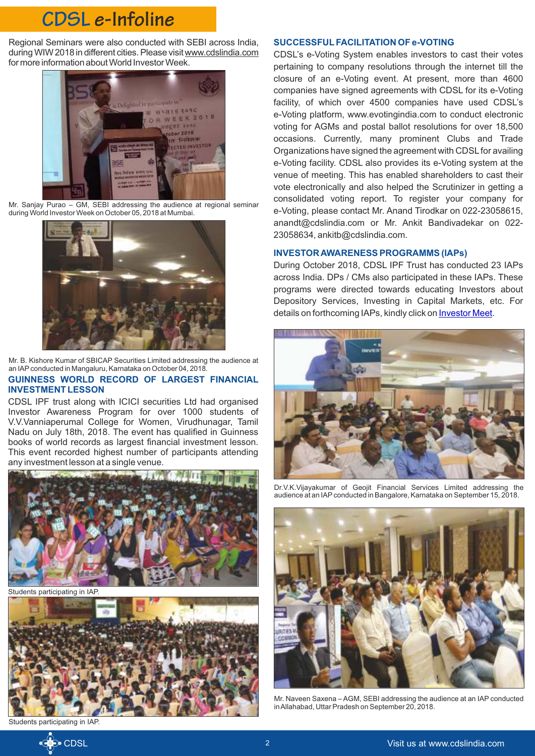Regional Seminars were also conducted with SEBI across India, during WIW 2018 in different cities. Please visit www.cdslindia.com for more information about World Investor Week.

Mr. Sanjay Purao – GM, SEBI addressing the audience at regional seminar during World Investor Week on October 05, 2018 at Mumbai.

Mr. B. Kishore Kumar of SBICAP Securities Limited addressing the audience at an IAP conducted in Mangaluru, Karnataka on October 04, 2018.

## GUINNESS WORLD RECORD OF LARGEST FINANCIAL INVESTMENT LESSON

CDSL IPF trust along with ICICI securities Ltd had organised Investor Awareness Program for over 1000 students of V.V.Vanniaperumal College for Women, Virudhunagar, Tamil Nadu on July 18th, 2018. The event has qualified in Guinness books of world records as largest financial investment lesson. This event recorded highest number of participants attending any investment lesson at a single venue.

Students participating in IAP.

Students participating in IAP.

## SUCCESSFUL FACILITATION OF e-VOTING

CDSL's e-Voting System enables investors to cast their votes pertaining to company resolutions through the internet till the closure of an e-Voting event. At present, more than 4600 companies have signed agreements with CDSL for its e-Voting facility, of which over 4500 companies have used CDSL's e-Voting platform, www.evotingindia.com to conduct electronic voting for AGMs and postal ballot resolutions for over 18,500 occasions. Currently, many prominent Clubs and Trade Organizations have signed the agreement with CDSL for availing e-Voting facility. CDSL also provides its e-Voting system at the venue of meeting. This has enabled shareholders to cast their vote electronically and also helped the Scrutinizer in getting a consolidated voting report. To register your company for e-Voting, please contact Mr. Anand Tirodkar on 022-23058615, anandt@cdslindia.com or Mr. Ankit Bandivadekar on 022-23058634, ankitb@cdslindia.com.

## INVESTOR AWARENESS PROGRAMMS (IAPs)

During October 2018, CDSL IPF Trust has conducted 23 IAPs across India. DPs / CMs also participated in these IAPs. These programs were directed towards educating Investors about Depository Services, Investing in Capital Markets, etc. For details on forthcoming IAPs, kindly click on Investor Meet.

Dr.V.K.Vijayakumar of Geojit Financial Services Limited addressing the audience at an IAP conducted in Bangalore, Karnataka on September 15, 2018.

Mr. Naveen Saxena – AGM, SEBI addressing the audience at an IAP conducted in Allahabad, Uttar Pradesh on September 20, 2018.